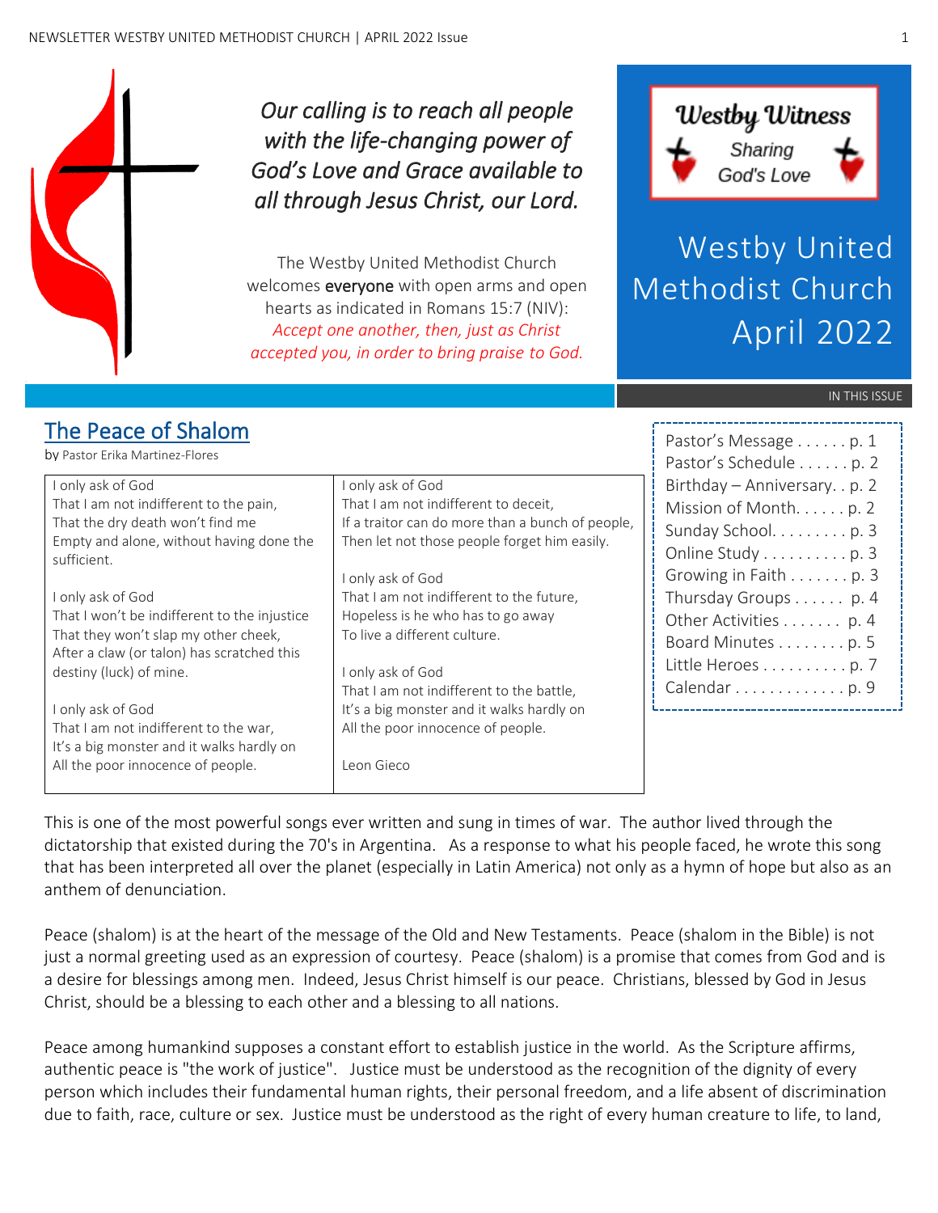*Our calling is to reach all people with the life-changing power of God's Love and Grace available to all through Jesus Christ, our Lord.*

The Westby United Methodist Church welcomes **everyone** with open arms and open hearts as indicated in Romans 15:7 (NIV): *Accept one another, then, just as Christ accepted you, in order to bring praise to God.*

**Westby Witness**
Sharing God's Love

# Westby United Methodist Church April 2022

IN THIS ISSUE

- Pastor's Message . . . . . . p. 1
- Pastor's Schedule . . . . . . p. 2
- Birthday – Anniversary. . p. 2
- Mission of Month. . . . . . p. 2
- Sunday School. . . . . . . . . p. 3
- Online Study . . . . . . . . . . p. 3
- Growing in Faith . . . . . . . p. 3
- Thursday Groups . . . . . . p. 4
- Other Activities . . . . . . . p. 4
- Board Minutes . . . . . . . . p. 5
- Little Heroes . . . . . . . . . . p. 7
- Calendar . . . . . . . . . . . . . p. 9

## The Peace of Shalom

by Pastor Erika Martinez-Flores

I only ask of God
That I am not indifferent to the pain,
That the dry death won't find me
Empty and alone, without having done the sufficient.

I only ask of God
That I won't be indifferent to the injustice
That they won't slap my other cheek,
After a claw (or talon) has scratched this destiny (luck) of mine.

I only ask of God
That I am not indifferent to the war,
It's a big monster and it walks hardly on
All the poor innocence of people.

I only ask of God
That I am not indifferent to deceit,
If a traitor can do more than a bunch of people,
Then let not those people forget him easily.

I only ask of God
That I am not indifferent to the future,
Hopeless is he who has to go away
To live a different culture.

I only ask of God
That I am not indifferent to the battle,
It's a big monster and it walks hardly on
All the poor innocence of people.

Leon Gieco

This is one of the most powerful songs ever written and sung in times of war. The author lived through the dictatorship that existed during the 70's in Argentina. As a response to what his people faced, he wrote this song that has been interpreted all over the planet (especially in Latin America) not only as a hymn of hope but also as an anthem of denunciation.

Peace (shalom) is at the heart of the message of the Old and New Testaments. Peace (shalom in the Bible) is not just a normal greeting used as an expression of courtesy. Peace (shalom) is a promise that comes from God and is a desire for blessings among men. Indeed, Jesus Christ himself is our peace. Christians, blessed by God in Jesus Christ, should be a blessing to each other and a blessing to all nations.

Peace among humankind supposes a constant effort to establish justice in the world. As the Scripture affirms, authentic peace is "the work of justice". Justice must be understood as the recognition of the dignity of every person which includes their fundamental human rights, their personal freedom, and a life absent of discrimination due to faith, race, culture or sex. Justice must be understood as the right of every human creature to life, to land,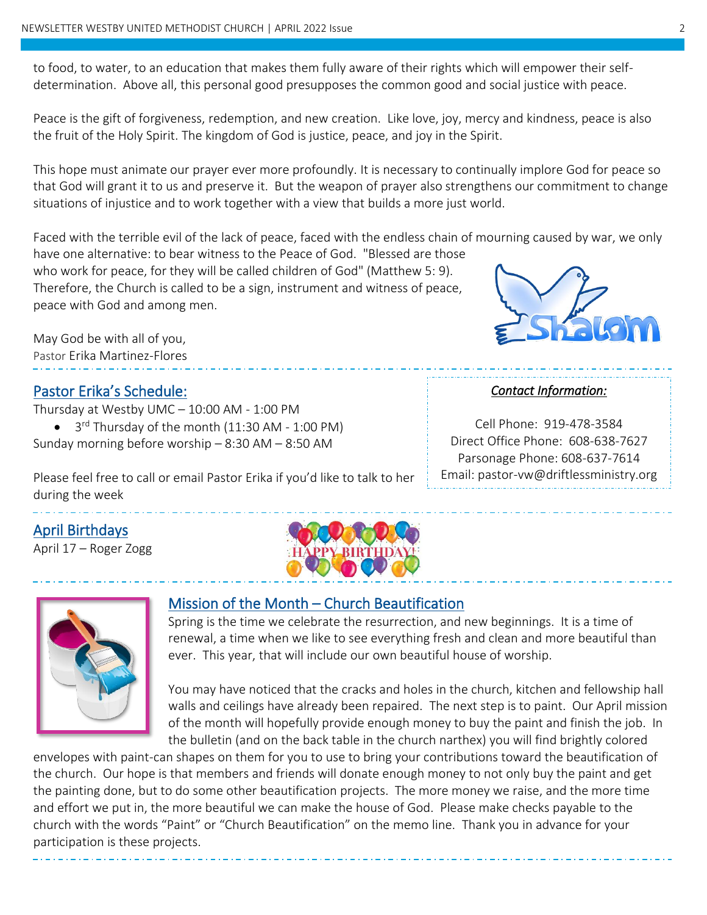to food, to water, to an education that makes them fully aware of their rights which will empower their self-determination. Above all, this personal good presupposes the common good and social justice with peace.

Peace is the gift of forgiveness, redemption, and new creation. Like love, joy, mercy and kindness, peace is also the fruit of the Holy Spirit. The kingdom of God is justice, peace, and joy in the Spirit.

This hope must animate our prayer ever more profoundly. It is necessary to continually implore God for peace so that God will grant it to us and preserve it. But the weapon of prayer also strengthens our commitment to change situations of injustice and to work together with a view that builds a more just world.

Faced with the terrible evil of the lack of peace, faced with the endless chain of mourning caused by war, we only have one alternative: to bear witness to the Peace of God. "Blessed are those who work for peace, for they will be called children of God" (Matthew 5: 9). Therefore, the Church is called to be a sign, instrument and witness of peace, peace with God and among men.

May God be with all of you,
Pastor Erika Martinez-Flores

## Pastor Erika's Schedule:

Thursday at Westby UMC – 10:00 AM - 1:00 PM

- 3rd Thursday of the month (11:30 AM - 1:00 PM)

Sunday morning before worship – 8:30 AM – 8:50 AM

Please feel free to call or email Pastor Erika if you'd like to talk to her during the week

***Contact Information:***

Cell Phone: 919-478-3584
Direct Office Phone: 608-638-7627
Parsonage Phone: 608-637-7614
Email: pastor-vw@driftlessministry.org

## April Birthdays

April 17 – Roger Zogg

## Mission of the Month – Church Beautification

Spring is the time we celebrate the resurrection, and new beginnings. It is a time of renewal, a time when we like to see everything fresh and clean and more beautiful than ever. This year, that will include our own beautiful house of worship.

You may have noticed that the cracks and holes in the church, kitchen and fellowship hall walls and ceilings have already been repaired. The next step is to paint. Our April mission of the month will hopefully provide enough money to buy the paint and finish the job. In the bulletin (and on the back table in the church narthex) you will find brightly colored envelopes with paint-can shapes on them for you to use to bring your contributions toward the beautification of the church. Our hope is that members and friends will donate enough money to not only buy the paint and get the painting done, but to do some other beautification projects. The more money we raise, and the more time and effort we put in, the more beautiful we can make the house of God. Please make checks payable to the church with the words "Paint" or "Church Beautification" on the memo line. Thank you in advance for your participation is these projects.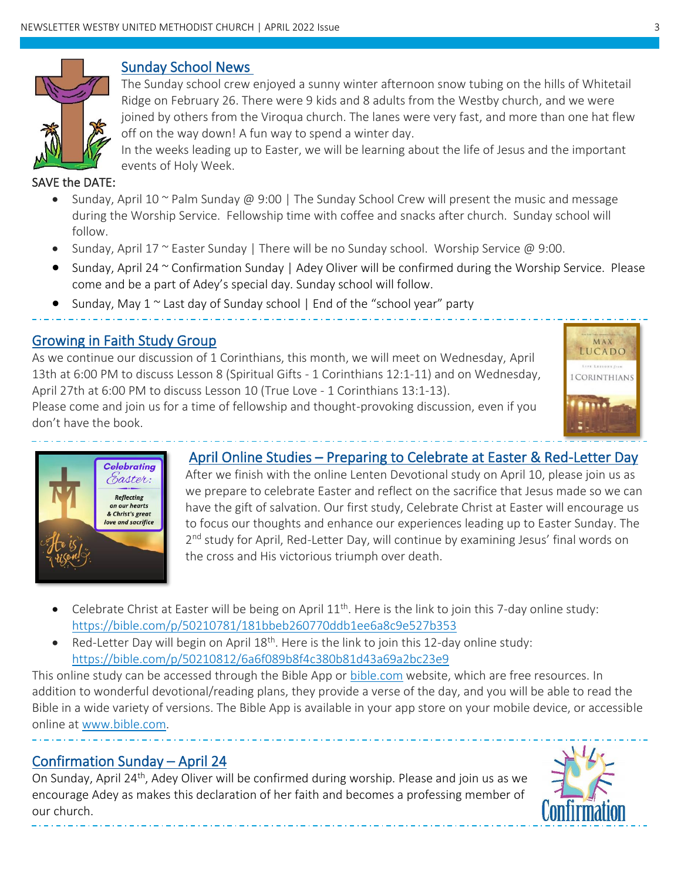## Sunday School News

The Sunday school crew enjoyed a sunny winter afternoon snow tubing on the hills of Whitetail Ridge on February 26. There were 9 kids and 8 adults from the Westby church, and we were joined by others from the Viroqua church. The lanes were very fast, and more than one hat flew off on the way down! A fun way to spend a winter day.

In the weeks leading up to Easter, we will be learning about the life of Jesus and the important events of Holy Week.

SAVE the DATE:

- Sunday, April 10 ~ Palm Sunday @ 9:00 | The Sunday School Crew will present the music and message during the Worship Service. Fellowship time with coffee and snacks after church. Sunday school will follow.
- Sunday, April 17 ~ Easter Sunday | There will be no Sunday school. Worship Service @ 9:00.
- Sunday, April 24 ~ Confirmation Sunday | Adey Oliver will be confirmed during the Worship Service. Please come and be a part of Adey's special day. Sunday school will follow.
- Sunday, May 1 ~ Last day of Sunday school | End of the "school year" party

## Growing in Faith Study Group

As we continue our discussion of 1 Corinthians, this month, we will meet on Wednesday, April 13th at 6:00 PM to discuss Lesson 8 (Spiritual Gifts - 1 Corinthians 12:1-11) and on Wednesday, April 27th at 6:00 PM to discuss Lesson 10 (True Love - 1 Corinthians 13:1-13).

Please come and join us for a time of fellowship and thought-provoking discussion, even if you don't have the book.

## April Online Studies – Preparing to Celebrate at Easter & Red-Letter Day

After we finish with the online Lenten Devotional study on April 10, please join us as we prepare to celebrate Easter and reflect on the sacrifice that Jesus made so we can have the gift of salvation. Our first study, Celebrate Christ at Easter will encourage us to focus our thoughts and enhance our experiences leading up to Easter Sunday. The 2nd study for April, Red-Letter Day, will continue by examining Jesus' final words on the cross and His victorious triumph over death.

- Celebrate Christ at Easter will be being on April 11th. Here is the link to join this 7-day online study: https://bible.com/p/50210781/181bbeb260770ddb1ee6a8c9e527b353
- Red-Letter Day will begin on April 18th. Here is the link to join this 12-day online study: https://bible.com/p/50210812/6a6f089b8f4c380b81d43a69a2bc23e9

This online study can be accessed through the Bible App or bible.com website, which are free resources. In addition to wonderful devotional/reading plans, they provide a verse of the day, and you will be able to read the Bible in a wide variety of versions. The Bible App is available in your app store on your mobile device, or accessible online at www.bible.com.

## Confirmation Sunday – April 24

On Sunday, April 24th, Adey Oliver will be confirmed during worship. Please and join us as we encourage Adey as makes this declaration of her faith and becomes a professing member of our church.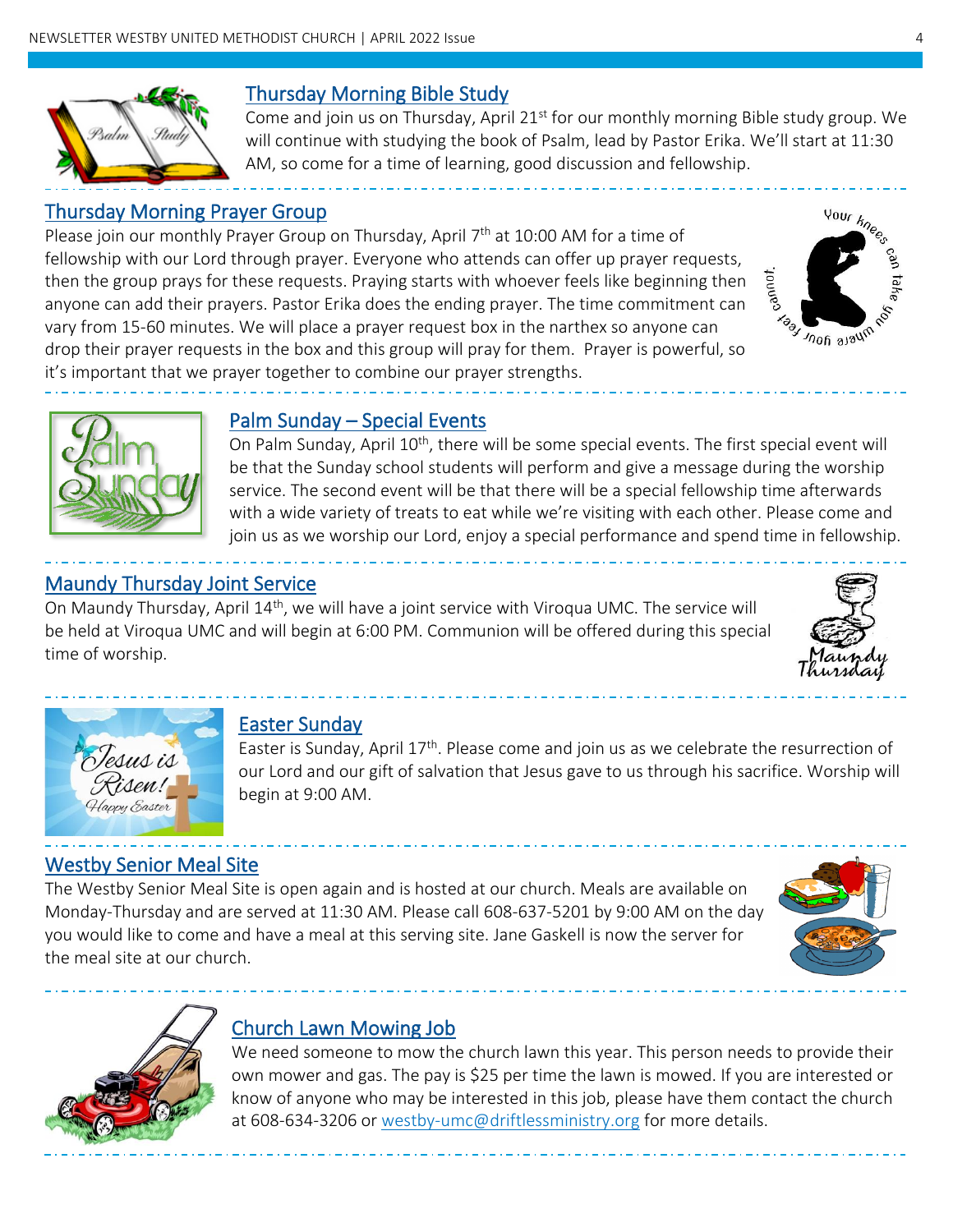## Thursday Morning Bible Study

Come and join us on Thursday, April 21st for our monthly morning Bible study group. We will continue with studying the book of Psalm, lead by Pastor Erika. We'll start at 11:30 AM, so come for a time of learning, good discussion and fellowship.

## Thursday Morning Prayer Group

Please join our monthly Prayer Group on Thursday, April 7th at 10:00 AM for a time of fellowship with our Lord through prayer. Everyone who attends can offer up prayer requests, then the group prays for these requests. Praying starts with whoever feels like beginning then anyone can add their prayers. Pastor Erika does the ending prayer. The time commitment can vary from 15-60 minutes. We will place a prayer request box in the narthex so anyone can drop their prayer requests in the box and this group will pray for them. Prayer is powerful, so it's important that we prayer together to combine our prayer strengths.

## Palm Sunday – Special Events

On Palm Sunday, April 10th, there will be some special events. The first special event will be that the Sunday school students will perform and give a message during the worship service. The second event will be that there will be a special fellowship time afterwards with a wide variety of treats to eat while we're visiting with each other. Please come and join us as we worship our Lord, enjoy a special performance and spend time in fellowship.

## Maundy Thursday Joint Service

On Maundy Thursday, April 14th, we will have a joint service with Viroqua UMC. The service will be held at Viroqua UMC and will begin at 6:00 PM. Communion will be offered during this special time of worship.

## Easter Sunday

Easter is Sunday, April 17th. Please come and join us as we celebrate the resurrection of our Lord and our gift of salvation that Jesus gave to us through his sacrifice. Worship will begin at 9:00 AM.

## Westby Senior Meal Site

The Westby Senior Meal Site is open again and is hosted at our church. Meals are available on Monday-Thursday and are served at 11:30 AM. Please call 608-637-5201 by 9:00 AM on the day you would like to come and have a meal at this serving site. Jane Gaskell is now the server for the meal site at our church.

## Church Lawn Mowing Job

We need someone to mow the church lawn this year. This person needs to provide their own mower and gas. The pay is $25 per time the lawn is mowed. If you are interested or know of anyone who may be interested in this job, please have them contact the church at 608-634-3206 or westby-umc@driftlessministry.org for more details.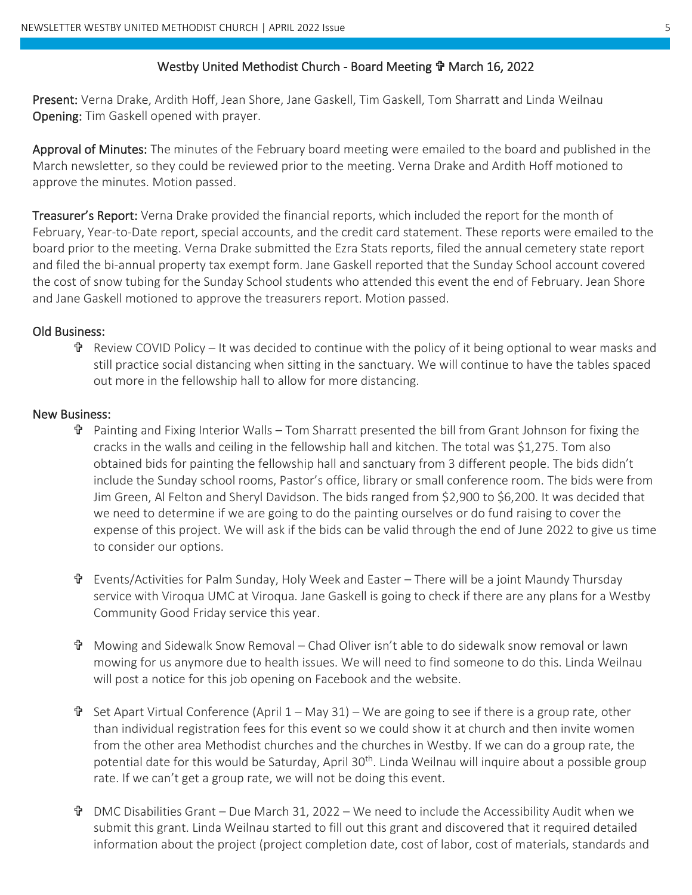## Westby United Methodist Church - Board Meeting ✟ March 16, 2022

**Present:** Verna Drake, Ardith Hoff, Jean Shore, Jane Gaskell, Tim Gaskell, Tom Sharratt and Linda Weilnau
**Opening:** Tim Gaskell opened with prayer.

**Approval of Minutes:** The minutes of the February board meeting were emailed to the board and published in the March newsletter, so they could be reviewed prior to the meeting. Verna Drake and Ardith Hoff motioned to approve the minutes. Motion passed.

**Treasurer's Report:** Verna Drake provided the financial reports, which included the report for the month of February, Year-to-Date report, special accounts, and the credit card statement. These reports were emailed to the board prior to the meeting. Verna Drake submitted the Ezra Stats reports, filed the annual cemetery state report and filed the bi-annual property tax exempt form. Jane Gaskell reported that the Sunday School account covered the cost of snow tubing for the Sunday School students who attended this event the end of February. Jean Shore and Jane Gaskell motioned to approve the treasurers report. Motion passed.

**Old Business:**

- Review COVID Policy – It was decided to continue with the policy of it being optional to wear masks and still practice social distancing when sitting in the sanctuary. We will continue to have the tables spaced out more in the fellowship hall to allow for more distancing.

**New Business:**

- Painting and Fixing Interior Walls – Tom Sharratt presented the bill from Grant Johnson for fixing the cracks in the walls and ceiling in the fellowship hall and kitchen. The total was $1,275. Tom also obtained bids for painting the fellowship hall and sanctuary from 3 different people. The bids didn't include the Sunday school rooms, Pastor's office, library or small conference room. The bids were from Jim Green, Al Felton and Sheryl Davidson. The bids ranged from $2,900 to $6,200. It was decided that we need to determine if we are going to do the painting ourselves or do fund raising to cover the expense of this project. We will ask if the bids can be valid through the end of June 2022 to give us time to consider our options.

- Events/Activities for Palm Sunday, Holy Week and Easter – There will be a joint Maundy Thursday service with Viroqua UMC at Viroqua. Jane Gaskell is going to check if there are any plans for a Westby Community Good Friday service this year.

- Mowing and Sidewalk Snow Removal – Chad Oliver isn't able to do sidewalk snow removal or lawn mowing for us anymore due to health issues. We will need to find someone to do this. Linda Weilnau will post a notice for this job opening on Facebook and the website.

- Set Apart Virtual Conference (April 1 – May 31) – We are going to see if there is a group rate, other than individual registration fees for this event so we could show it at church and then invite women from the other area Methodist churches and the churches in Westby. If we can do a group rate, the potential date for this would be Saturday, April 30th. Linda Weilnau will inquire about a possible group rate. If we can't get a group rate, we will not be doing this event.

- DMC Disabilities Grant – Due March 31, 2022 – We need to include the Accessibility Audit when we submit this grant. Linda Weilnau started to fill out this grant and discovered that it required detailed information about the project (project completion date, cost of labor, cost of materials, standards and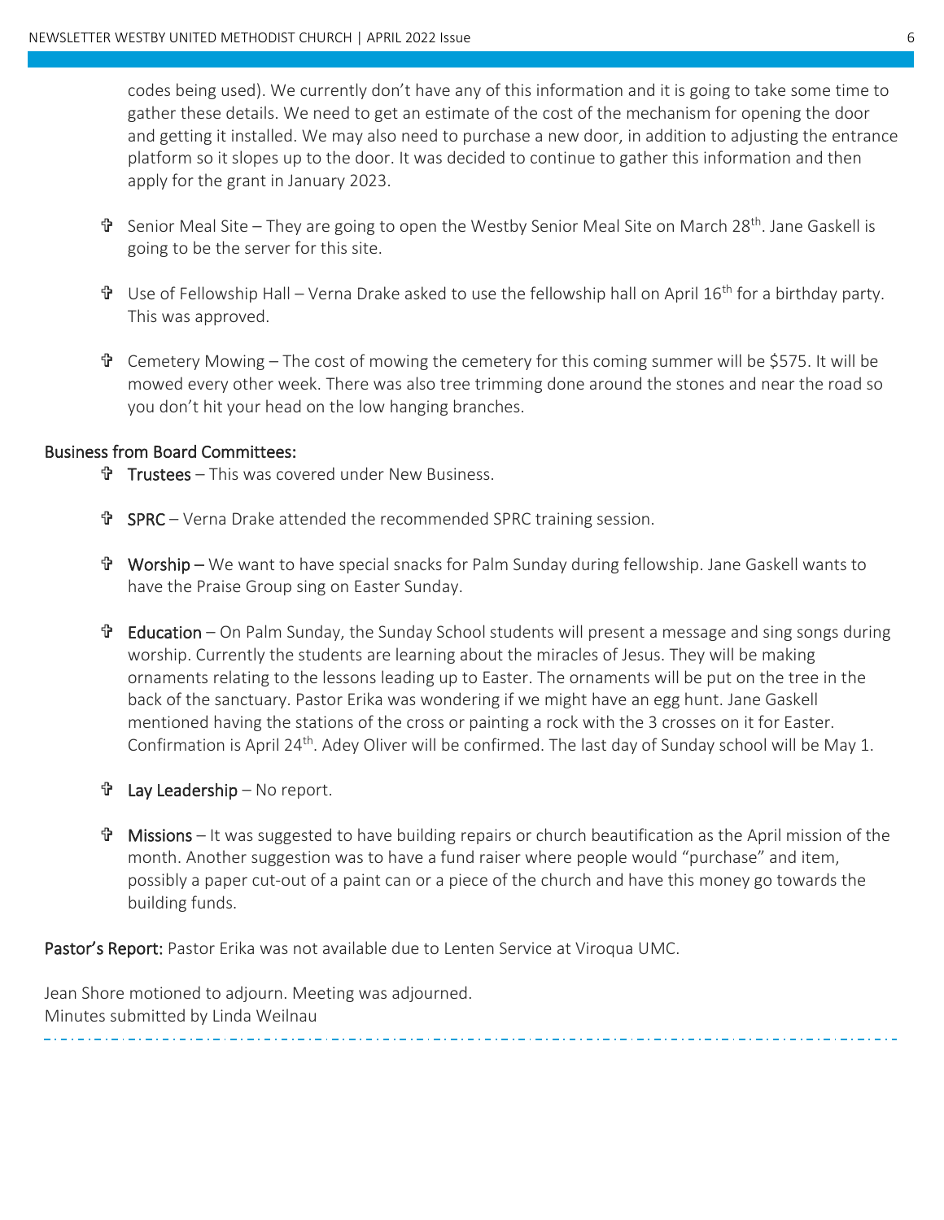codes being used). We currently don't have any of this information and it is going to take some time to gather these details. We need to get an estimate of the cost of the mechanism for opening the door and getting it installed. We may also need to purchase a new door, in addition to adjusting the entrance platform so it slopes up to the door. It was decided to continue to gather this information and then apply for the grant in January 2023.

- Senior Meal Site – They are going to open the Westby Senior Meal Site on March 28th. Jane Gaskell is going to be the server for this site.
- Use of Fellowship Hall – Verna Drake asked to use the fellowship hall on April 16th for a birthday party. This was approved.
- Cemetery Mowing – The cost of mowing the cemetery for this coming summer will be $575. It will be mowed every other week. There was also tree trimming done around the stones and near the road so you don't hit your head on the low hanging branches.

**Business from Board Committees:**

- **Trustees** – This was covered under New Business.
- **SPRC** – Verna Drake attended the recommended SPRC training session.
- **Worship** – We want to have special snacks for Palm Sunday during fellowship. Jane Gaskell wants to have the Praise Group sing on Easter Sunday.
- **Education** – On Palm Sunday, the Sunday School students will present a message and sing songs during worship. Currently the students are learning about the miracles of Jesus. They will be making ornaments relating to the lessons leading up to Easter. The ornaments will be put on the tree in the back of the sanctuary. Pastor Erika was wondering if we might have an egg hunt. Jane Gaskell mentioned having the stations of the cross or painting a rock with the 3 crosses on it for Easter. Confirmation is April 24th. Adey Oliver will be confirmed. The last day of Sunday school will be May 1.
- **Lay Leadership** – No report.
- **Missions** – It was suggested to have building repairs or church beautification as the April mission of the month. Another suggestion was to have a fund raiser where people would "purchase" and item, possibly a paper cut-out of a paint can or a piece of the church and have this money go towards the building funds.

**Pastor's Report:** Pastor Erika was not available due to Lenten Service at Viroqua UMC.

Jean Shore motioned to adjourn. Meeting was adjourned.
Minutes submitted by Linda Weilnau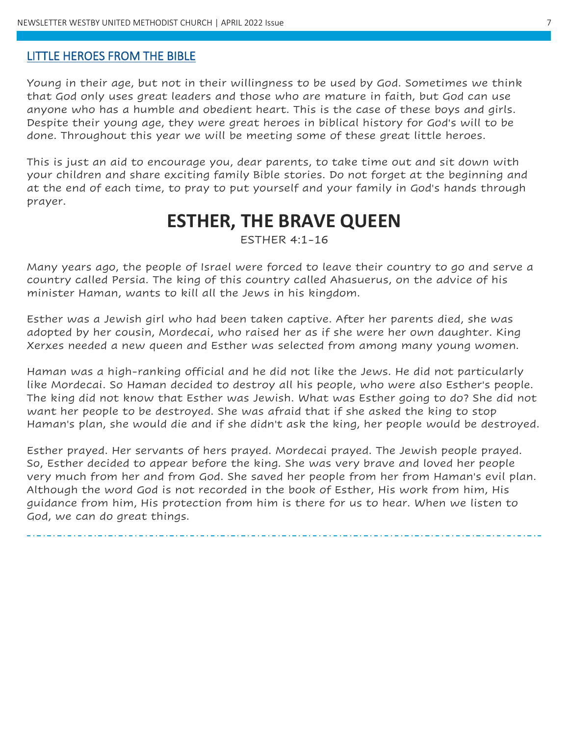## LITTLE HEROES FROM THE BIBLE

Young in their age, but not in their willingness to be used by God. Sometimes we think that God only uses great leaders and those who are mature in faith, but God can use anyone who has a humble and obedient heart. This is the case of these boys and girls. Despite their young age, they were great heroes in biblical history for God's will to be done. Throughout this year we will be meeting some of these great little heroes.

This is just an aid to encourage you, dear parents, to take time out and sit down with your children and share exciting family Bible stories. Do not forget at the beginning and at the end of each time, to pray to put yourself and your family in God's hands through prayer.

# ESTHER, THE BRAVE QUEEN

ESTHER 4:1-16

Many years ago, the people of Israel were forced to leave their country to go and serve a country called Persia. The king of this country called Ahasuerus, on the advice of his minister Haman, wants to kill all the Jews in his kingdom.

Esther was a Jewish girl who had been taken captive. After her parents died, she was adopted by her cousin, Mordecai, who raised her as if she were her own daughter. King Xerxes needed a new queen and Esther was selected from among many young women.

Haman was a high-ranking official and he did not like the Jews. He did not particularly like Mordecai. So Haman decided to destroy all his people, who were also Esther's people. The king did not know that Esther was Jewish. What was Esther going to do? She did not want her people to be destroyed. She was afraid that if she asked the king to stop Haman's plan, she would die and if she didn't ask the king, her people would be destroyed.

Esther prayed. Her servants of hers prayed. Mordecai prayed. The Jewish people prayed. So, Esther decided to appear before the king. She was very brave and loved her people very much from her and from God. She saved her people from her from Haman's evil plan. Although the word God is not recorded in the book of Esther, His work from him, His guidance from him, His protection from him is there for us to hear. When we listen to God, we can do great things.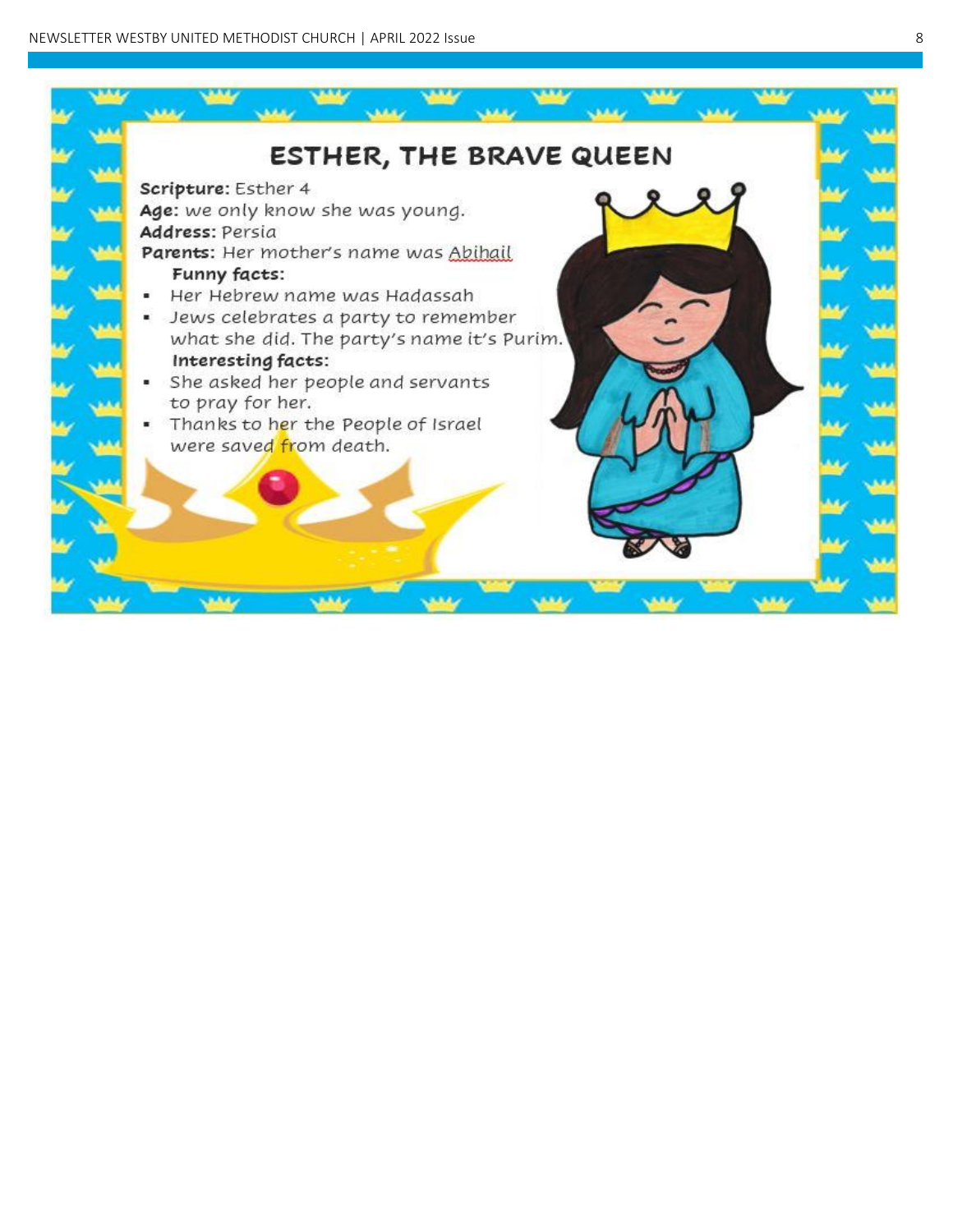# ESTHER, THE BRAVE QUEEN

**Scripture:** Esther 4

**Age:** we only know she was young.

**Address:** Persia

**Parents:** Her mother's name was Abihail

**Funny facts:**

- Her Hebrew name was Hadassah
- Jews celebrates a party to remember what she did. The party's name it's Purim.

**Interesting facts:**

- She asked her people and servants to pray for her.
- Thanks to her the People of Israel were saved from death.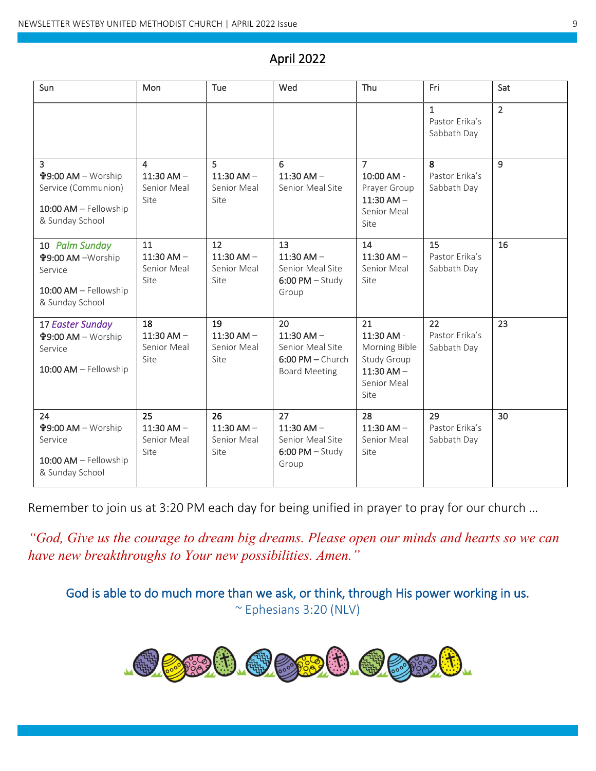## April 2022

| Sun | Mon | Tue | Wed | Thu | Fri | Sat |
|---|---|---|---|---|---|---|
| | | | | | 1 Pastor Erika's Sabbath Day | 2 |
| 3 ✞**9:00 AM** – Worship Service (Communion) **10:00 AM** – Fellowship & Sunday School | 4 **11:30 AM** – Senior Meal Site | 5 **11:30 AM** – Senior Meal Site | 6 **11:30 AM** – Senior Meal Site | 7 **10:00 AM** - Prayer Group **11:30 AM** – Senior Meal Site | 8 Pastor Erika's Sabbath Day | 9 |
| 10 *Palm Sunday* ✞**9:00 AM** –Worship Service **10:00 AM** – Fellowship & Sunday School | 11 **11:30 AM** – Senior Meal Site | 12 **11:30 AM** – Senior Meal Site | 13 **11:30 AM** – Senior Meal Site **6:00 PM** – Study Group | 14 **11:30 AM** – Senior Meal Site | 15 Pastor Erika's Sabbath Day | 16 |
| 17 *Easter Sunday* ✞**9:00 AM** – Worship Service **10:00 AM** – Fellowship | 18 **11:30 AM** – Senior Meal Site | 19 **11:30 AM** – Senior Meal Site | 20 **11:30 AM** – Senior Meal Site **6:00 PM** – Church Board Meeting | 21 **11:30 AM** - Morning Bible Study Group **11:30 AM** – Senior Meal Site | 22 Pastor Erika's Sabbath Day | 23 |
| 24 ✞**9:00 AM** – Worship Service **10:00 AM** – Fellowship & Sunday School | 25 **11:30 AM** – Senior Meal Site | 26 **11:30 AM** – Senior Meal Site | 27 **11:30 AM** – Senior Meal Site **6:00 PM** – Study Group | 28 **11:30 AM** – Senior Meal Site | 29 Pastor Erika's Sabbath Day | 30 |

Remember to join us at 3:20 PM each day for being unified in prayer to pray for our church …

*"God, Give us the courage to dream big dreams. Please open our minds and hearts so we can have new breakthroughs to Your new possibilities. Amen."*

God is able to do much more than we ask, or think, through His power working in us.
~ Ephesians 3:20 (NLV)